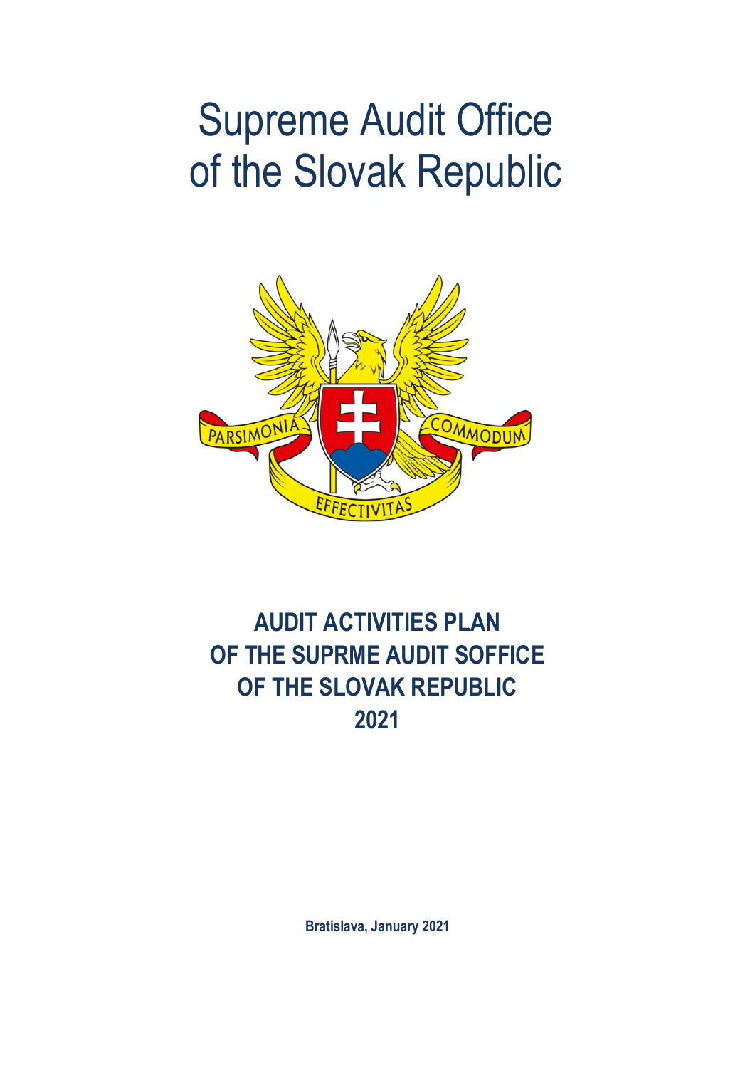# Supreme Audit Office of the Slovak Republic

PARSIMONIA COMMODUM EFFECTIVITAS

## AUDIT ACTIVITIES PLAN OF THE SUPRME AUDIT SOFFICE OF THE SLOVAK REPUBLIC 2021

**Bratislava, January 2021**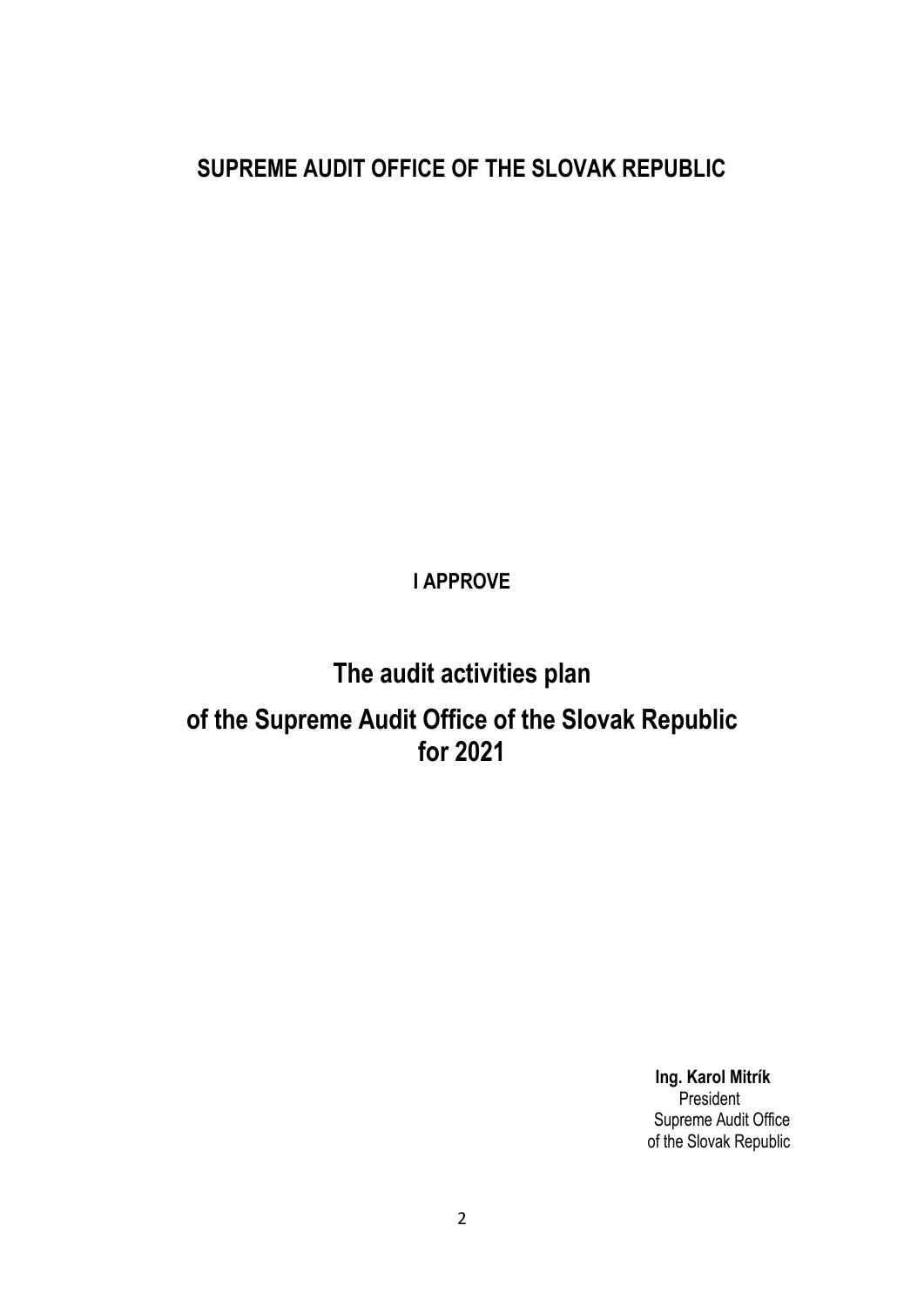**SUPREME AUDIT OFFICE OF THE SLOVAK REPUBLIC**

**I APPROVE**

# The audit activities plan

# of the Supreme Audit Office of the Slovak Republic for 2021

**Ing. Karol Mitrík**
President
Supreme Audit Office
of the Slovak Republic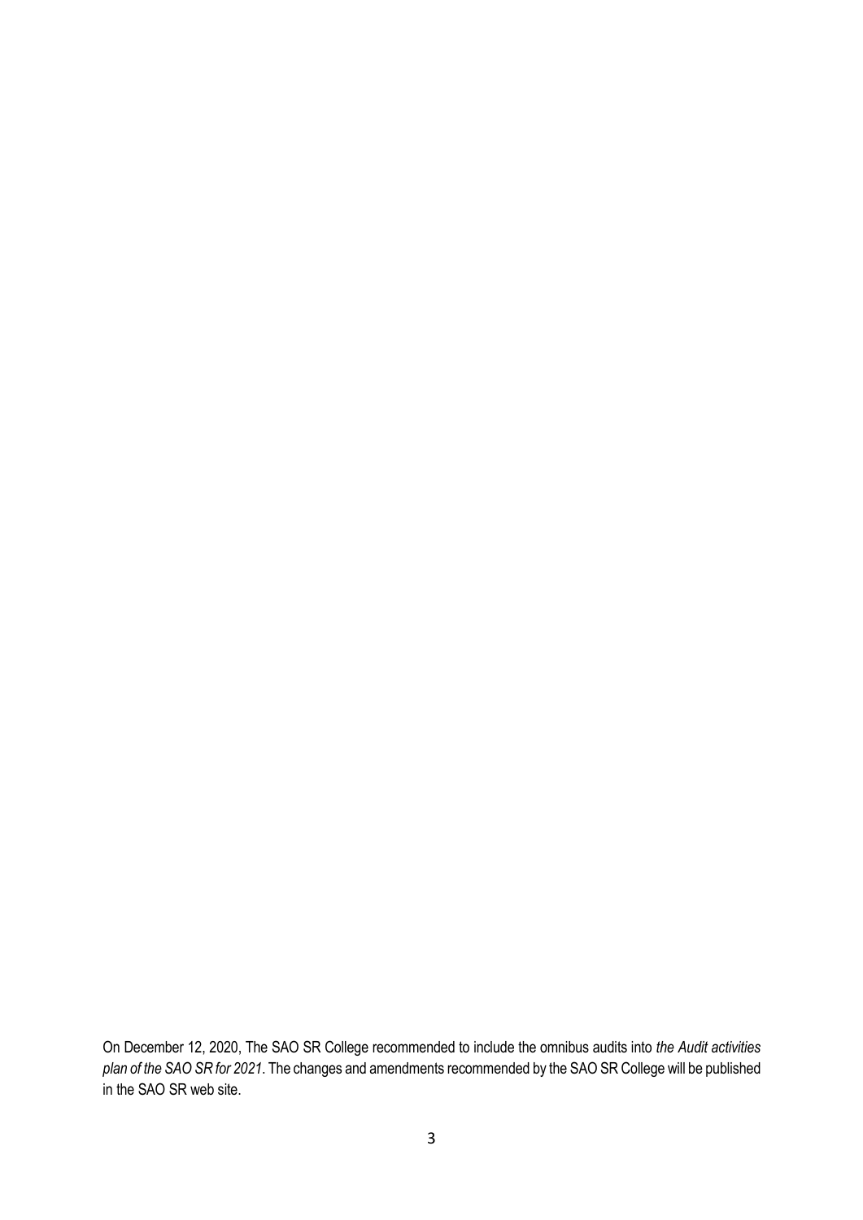On December 12, 2020, The SAO SR College recommended to include the omnibus audits into *the Audit activities plan of the SAO SR for 2021*. The changes and amendments recommended by the SAO SR College will be published in the SAO SR web site.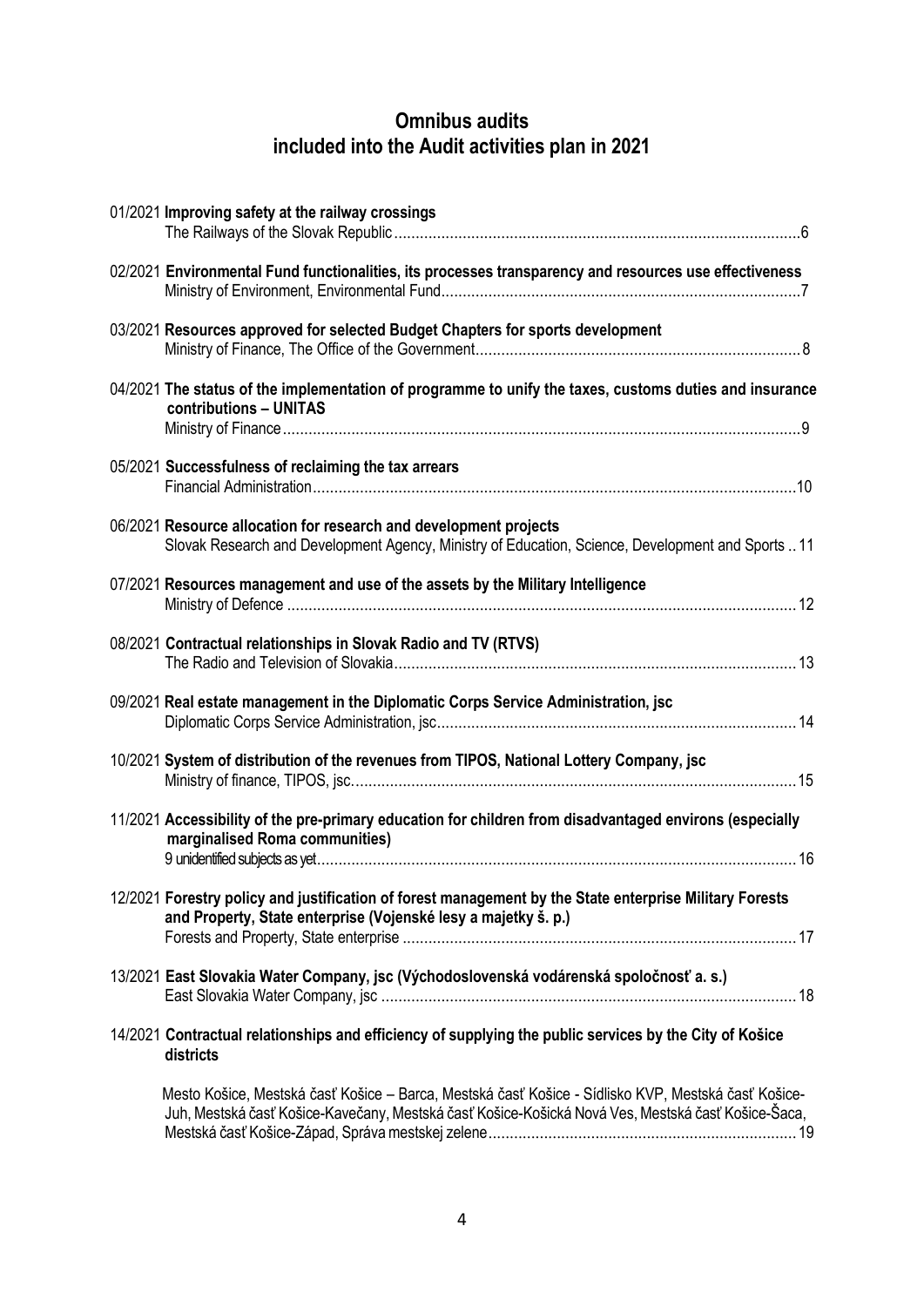# Omnibus audits included into the Audit activities plan in 2021

01/2021 **Improving safety at the railway crossings**
The Railways of the Slovak Republic ... 6

02/2021 **Environmental Fund functionalities, its processes transparency and resources use effectiveness**
Ministry of Environment, Environmental Fund ... 7

03/2021 **Resources approved for selected Budget Chapters for sports development**
Ministry of Finance, The Office of the Government ... 8

04/2021 **The status of the implementation of programme to unify the taxes, customs duties and insurance contributions – UNITAS**
Ministry of Finance ... 9

05/2021 **Successfulness of reclaiming the tax arrears**
Financial Administration ... 10

06/2021 **Resource allocation for research and development projects**
Slovak Research and Development Agency, Ministry of Education, Science, Development and Sports .. 11

07/2021 **Resources management and use of the assets by the Military Intelligence**
Ministry of Defence ... 12

08/2021 **Contractual relationships in Slovak Radio and TV (RTVS)**
The Radio and Television of Slovakia ... 13

09/2021 **Real estate management in the Diplomatic Corps Service Administration, jsc**
Diplomatic Corps Service Administration, jsc ... 14

10/2021 **System of distribution of the revenues from TIPOS, National Lottery Company, jsc**
Ministry of finance, TIPOS, jsc. ... 15

11/2021 **Accessibility of the pre-primary education for children from disadvantaged environs (especially marginalised Roma communities)**
9 unidentified subjects as yet ... 16

12/2021 **Forestry policy and justification of forest management by the State enterprise Military Forests and Property, State enterprise (Vojenské lesy a majetky š. p.)**
Forests and Property, State enterprise ... 17

13/2021 **East Slovakia Water Company, jsc (Východoslovenská vodárenská spoločnosť a. s.)**
East Slovakia Water Company, jsc ... 18

14/2021 **Contractual relationships and efficiency of supplying the public services by the City of Košice districts**
Mesto Košice, Mestská časť Košice – Barca, Mestská časť Košice - Sídlisko KVP, Mestská časť Košice-Juh, Mestská časť Košice-Kavečany, Mestská časť Košice-Košická Nová Ves, Mestská časť Košice-Šaca, Mestská časť Košice-Západ, Správa mestskej zelene ... 19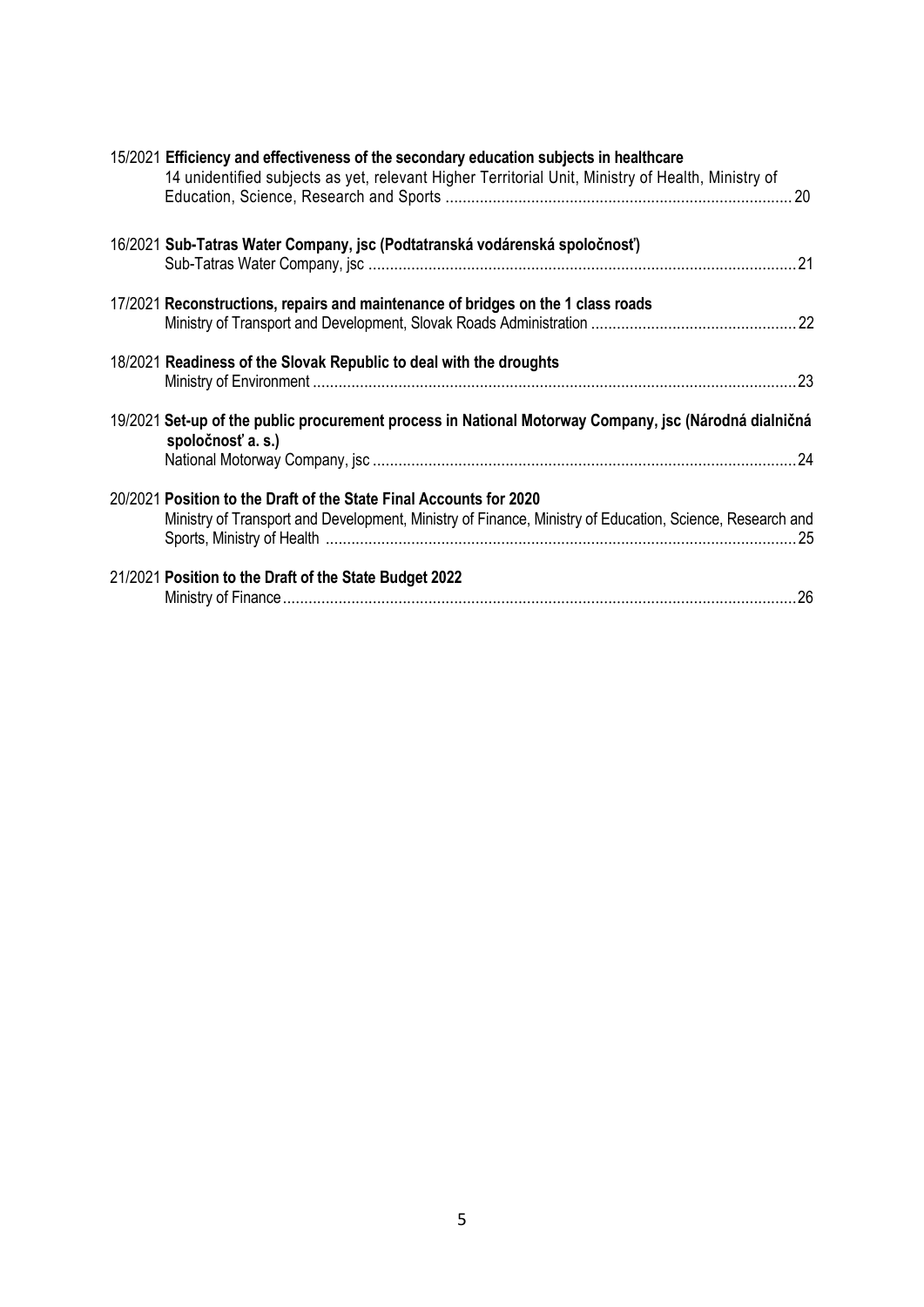15/2021 **Efficiency and effectiveness of the secondary education subjects in healthcare**
14 unidentified subjects as yet, relevant Higher Territorial Unit, Ministry of Health, Ministry of Education, Science, Research and Sports ................................................................................ 20

16/2021 **Sub-Tatras Water Company, jsc (Podtatranská vodárenská spoločnosť)**
Sub-Tatras Water Company, jsc ................................................................................................... 21

17/2021 **Reconstructions, repairs and maintenance of bridges on the 1 class roads**
Ministry of Transport and Development, Slovak Roads Administration ................................................ 22

18/2021 **Readiness of the Slovak Republic to deal with the droughts**
Ministry of Environment ................................................................................................................ 23

19/2021 **Set-up of the public procurement process in National Motorway Company, jsc (Národná dialničná spoločnosť a. s.)**
National Motorway Company, jsc .................................................................................................. 24

20/2021 **Position to the Draft of the State Final Accounts for 2020**
Ministry of Transport and Development, Ministry of Finance, Ministry of Education, Science, Research and Sports, Ministry of Health ............................................................................................................. 25

21/2021 **Position to the Draft of the State Budget 2022**
Ministry of Finance....................................................................................................................... 26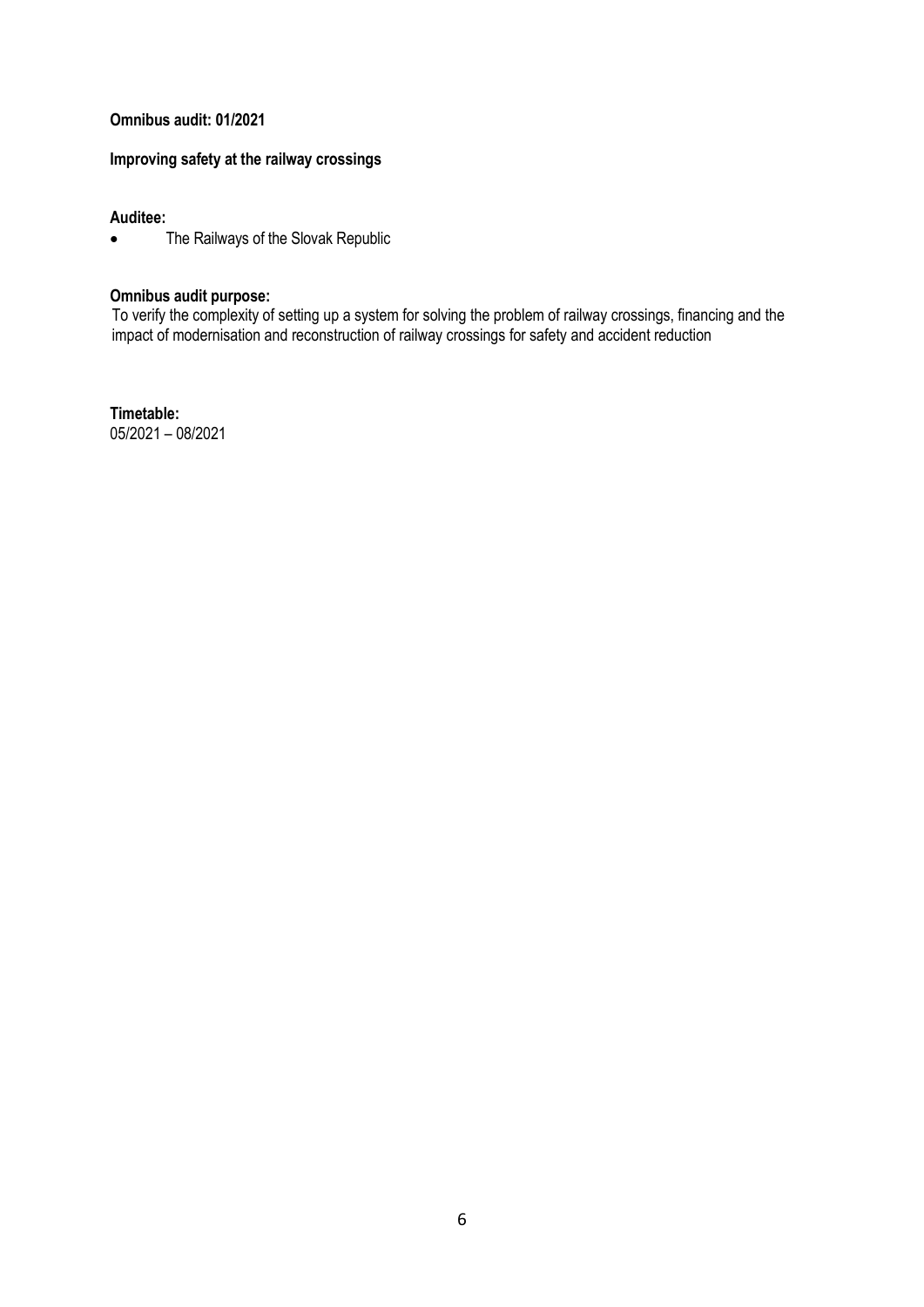**Omnibus audit: 01/2021**

**Improving safety at the railway crossings**

**Auditee:**

- The Railways of the Slovak Republic

**Omnibus audit purpose:**

To verify the complexity of setting up a system for solving the problem of railway crossings, financing and the impact of modernisation and reconstruction of railway crossings for safety and accident reduction

**Timetable:**

05/2021 – 08/2021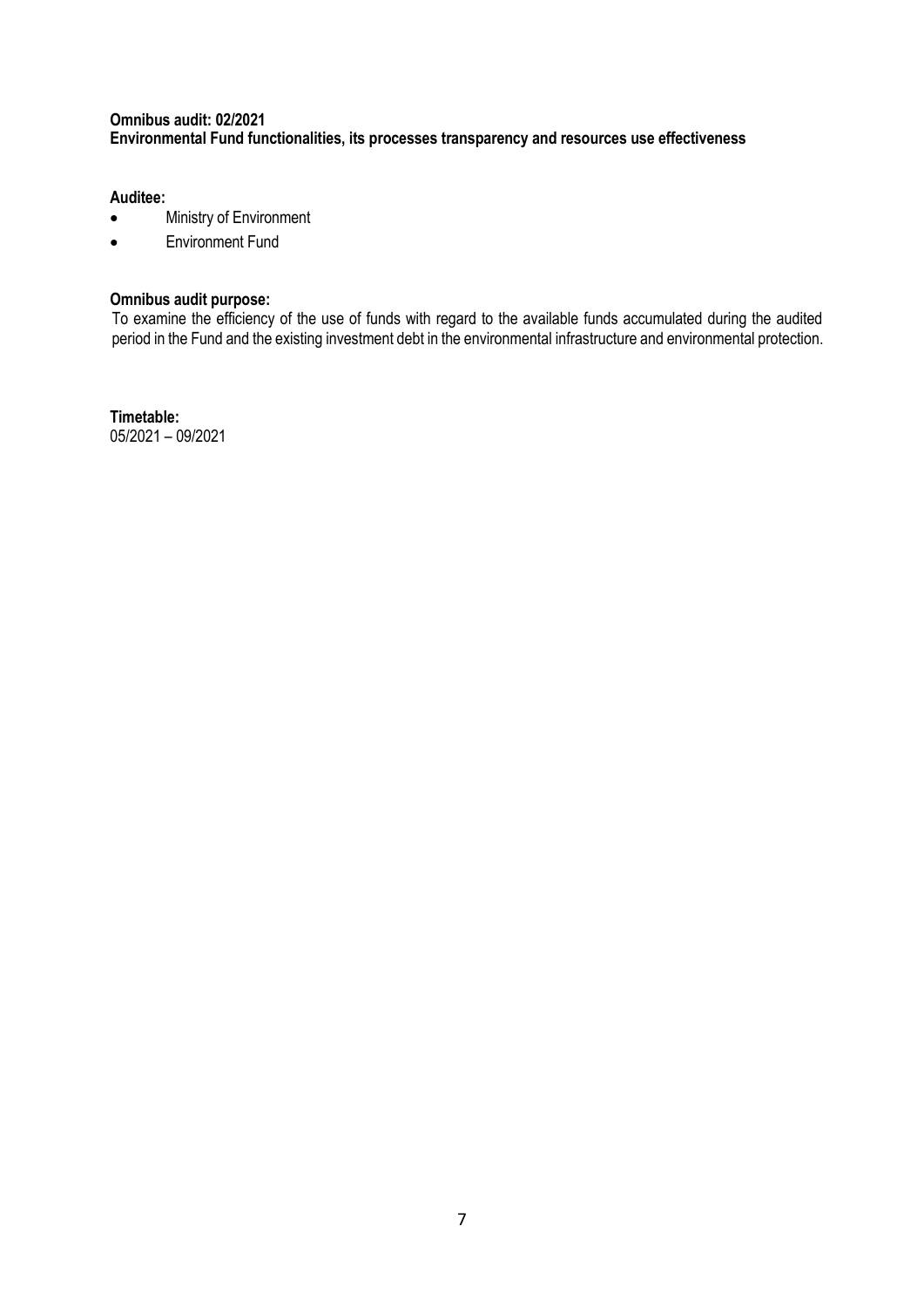**Omnibus audit: 02/2021**
**Environmental Fund functionalities, its processes transparency and resources use effectiveness**

**Auditee:**

- Ministry of Environment
- Environment Fund

**Omnibus audit purpose:**

To examine the efficiency of the use of funds with regard to the available funds accumulated during the audited period in the Fund and the existing investment debt in the environmental infrastructure and environmental protection.

**Timetable:**
05/2021 – 09/2021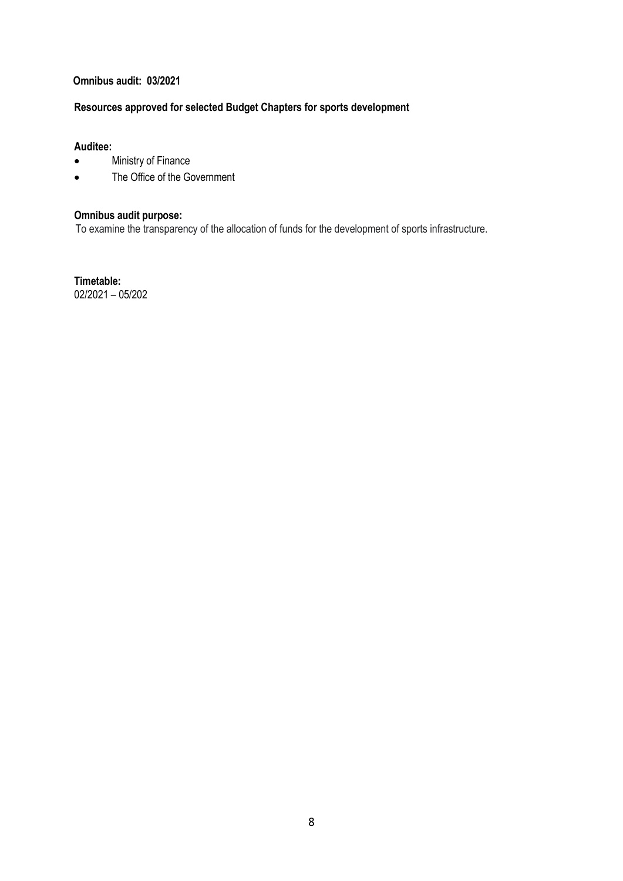**Omnibus audit: 03/2021**

**Resources approved for selected Budget Chapters for sports development**

**Auditee:**

- Ministry of Finance
- The Office of the Government

**Omnibus audit purpose:**

To examine the transparency of the allocation of funds for the development of sports infrastructure.

**Timetable:**

02/2021 – 05/202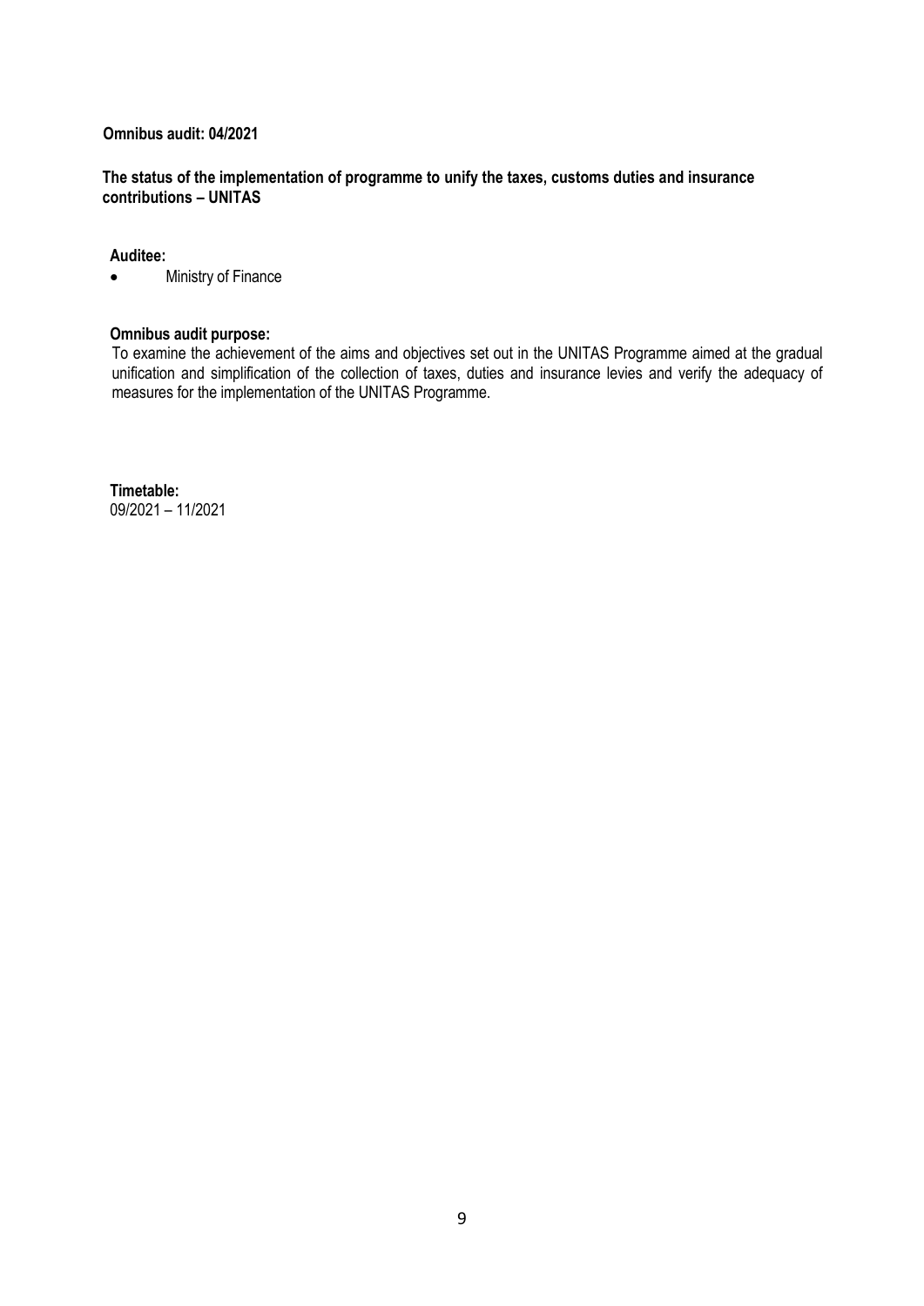**Omnibus audit: 04/2021**

**The status of the implementation of programme to unify the taxes, customs duties and insurance contributions – UNITAS**

**Auditee:**

- Ministry of Finance

**Omnibus audit purpose:**

To examine the achievement of the aims and objectives set out in the UNITAS Programme aimed at the gradual unification and simplification of the collection of taxes, duties and insurance levies and verify the adequacy of measures for the implementation of the UNITAS Programme.

**Timetable:**

09/2021 – 11/2021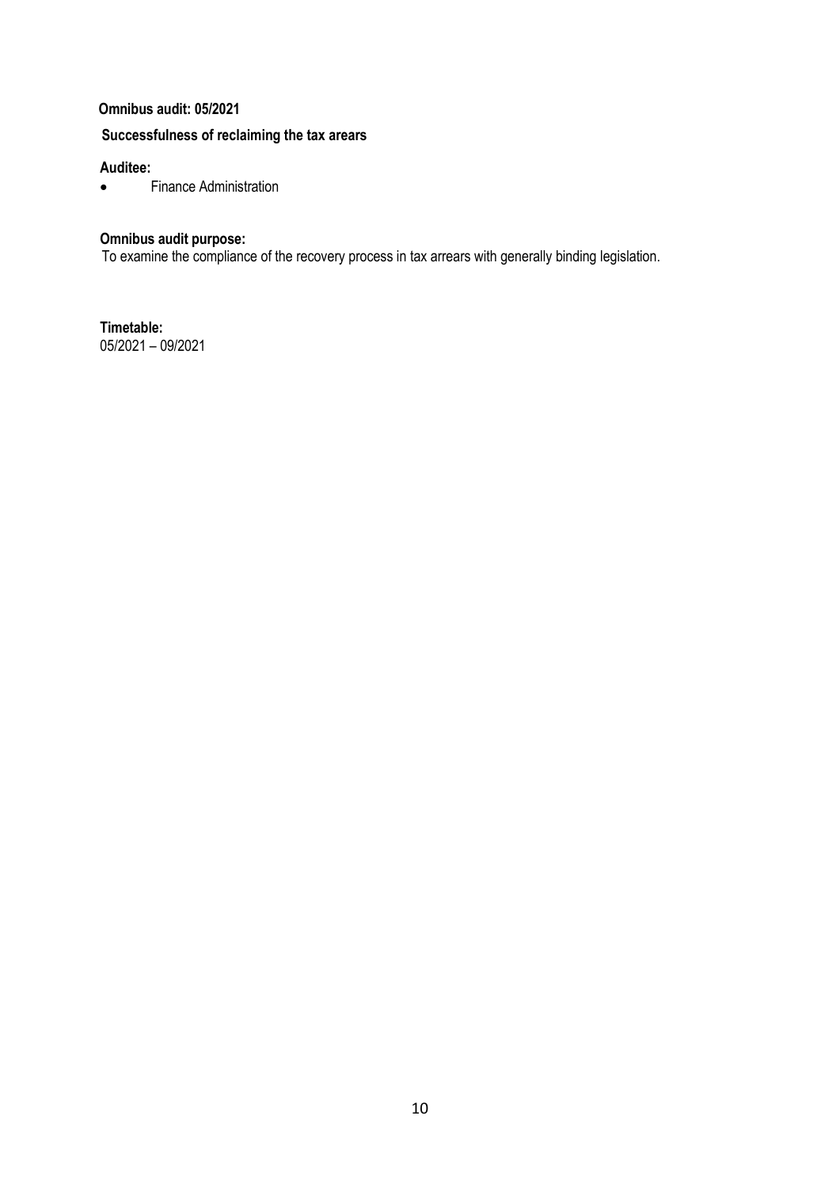**Omnibus audit: 05/2021**

**Successfulness of reclaiming the tax arears**

**Auditee:**

- Finance Administration

**Omnibus audit purpose:**

To examine the compliance of the recovery process in tax arrears with generally binding legislation.

**Timetable:**

05/2021 – 09/2021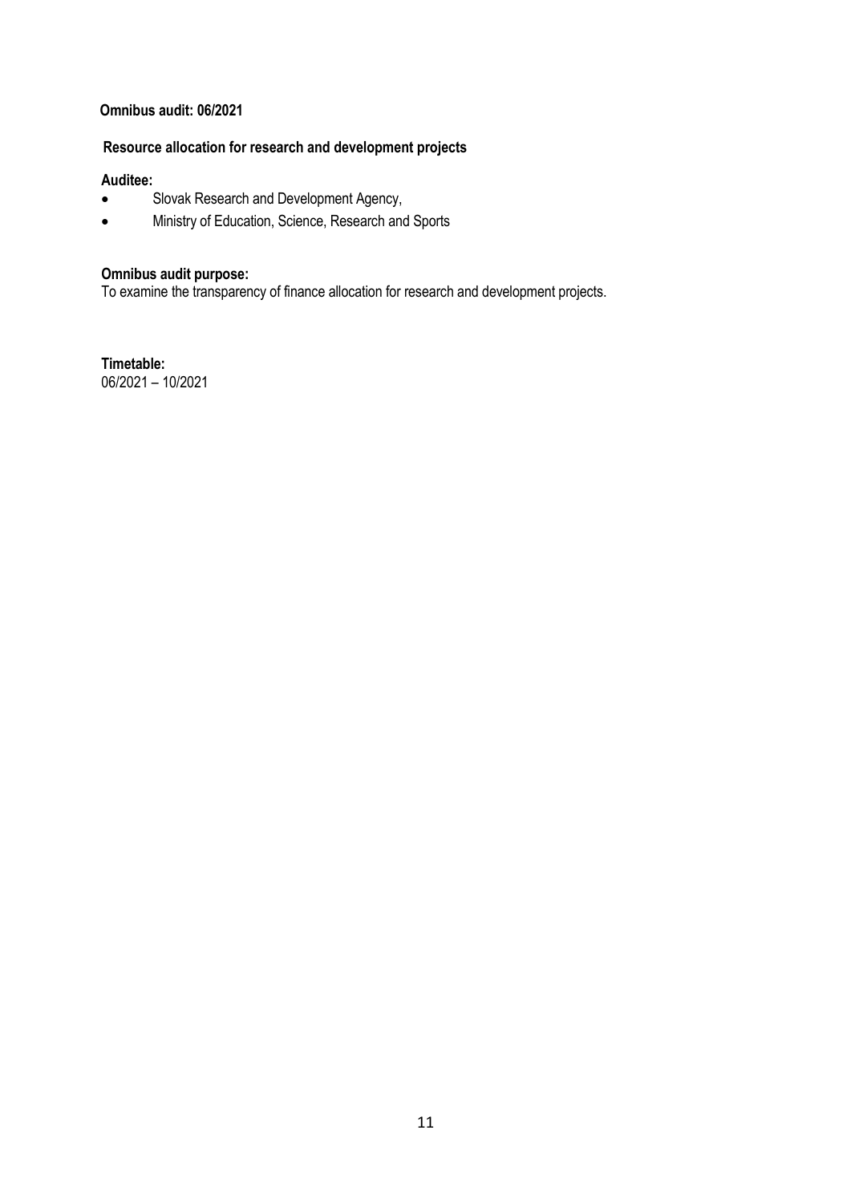**Omnibus audit: 06/2021**

**Resource allocation for research and development projects**

**Auditee:**

- Slovak Research and Development Agency,
- Ministry of Education, Science, Research and Sports

**Omnibus audit purpose:**

To examine the transparency of finance allocation for research and development projects.

**Timetable:**

06/2021 – 10/2021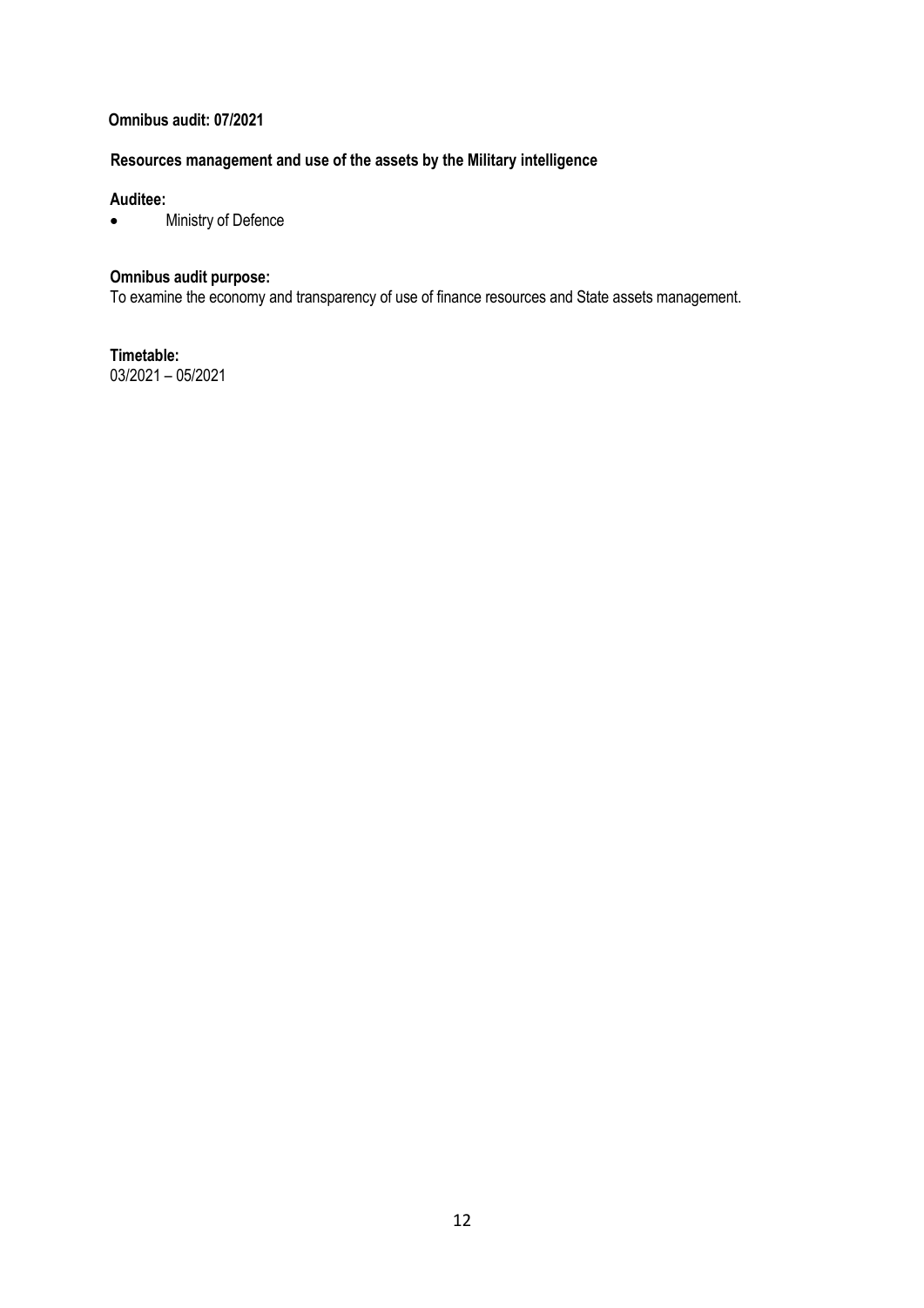**Omnibus audit: 07/2021**

**Resources management and use of the assets by the Military intelligence**

**Auditee:**

- Ministry of Defence

**Omnibus audit purpose:**

To examine the economy and transparency of use of finance resources and State assets management.

**Timetable:**

03/2021 – 05/2021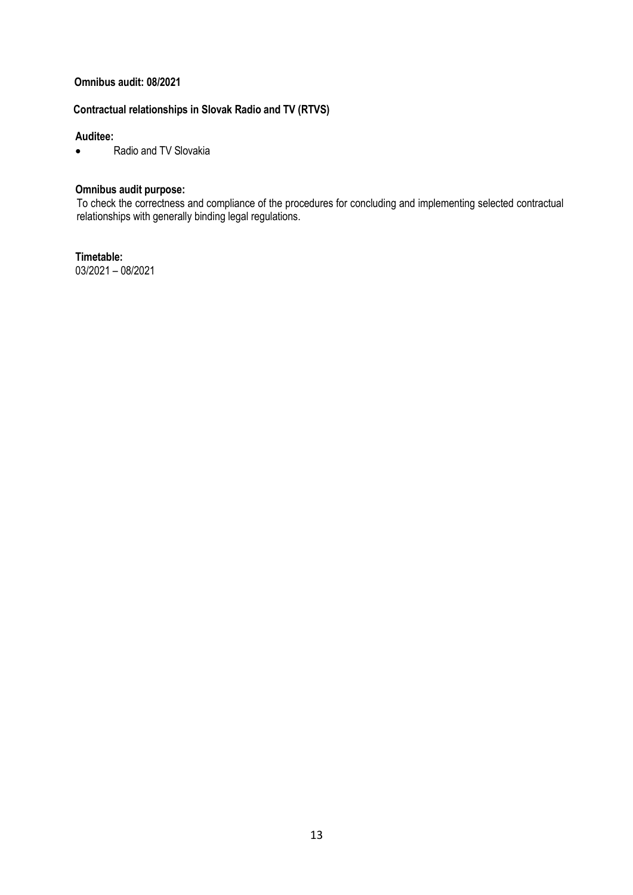**Omnibus audit: 08/2021**

**Contractual relationships in Slovak Radio and TV (RTVS)**

**Auditee:**

- Radio and TV Slovakia

**Omnibus audit purpose:**

To check the correctness and compliance of the procedures for concluding and implementing selected contractual relationships with generally binding legal regulations.

**Timetable:**

03/2021 – 08/2021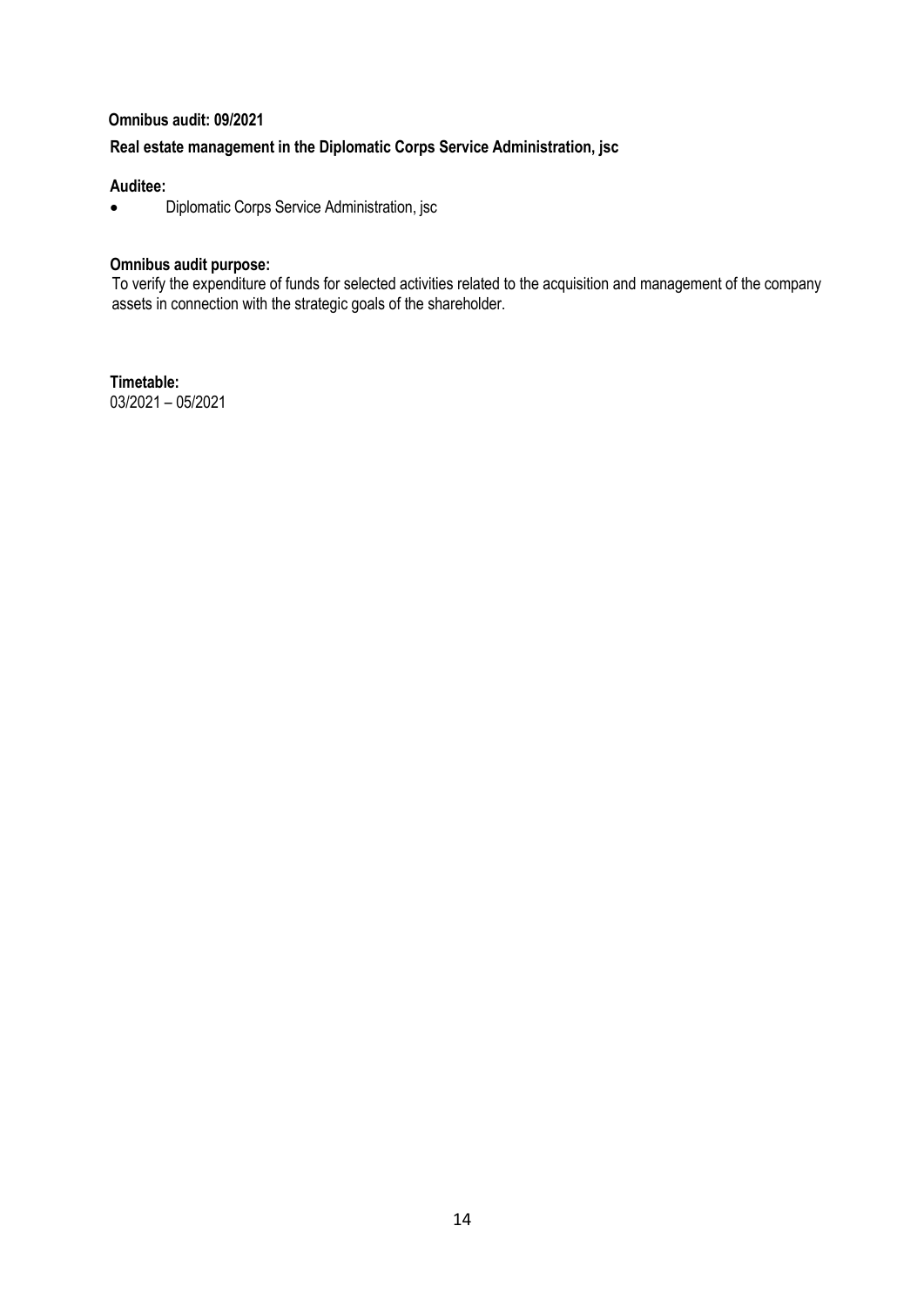**Omnibus audit: 09/2021**

**Real estate management in the Diplomatic Corps Service Administration, jsc**

**Auditee:**

- Diplomatic Corps Service Administration, jsc

**Omnibus audit purpose:**

To verify the expenditure of funds for selected activities related to the acquisition and management of the company assets in connection with the strategic goals of the shareholder.

**Timetable:**

03/2021 – 05/2021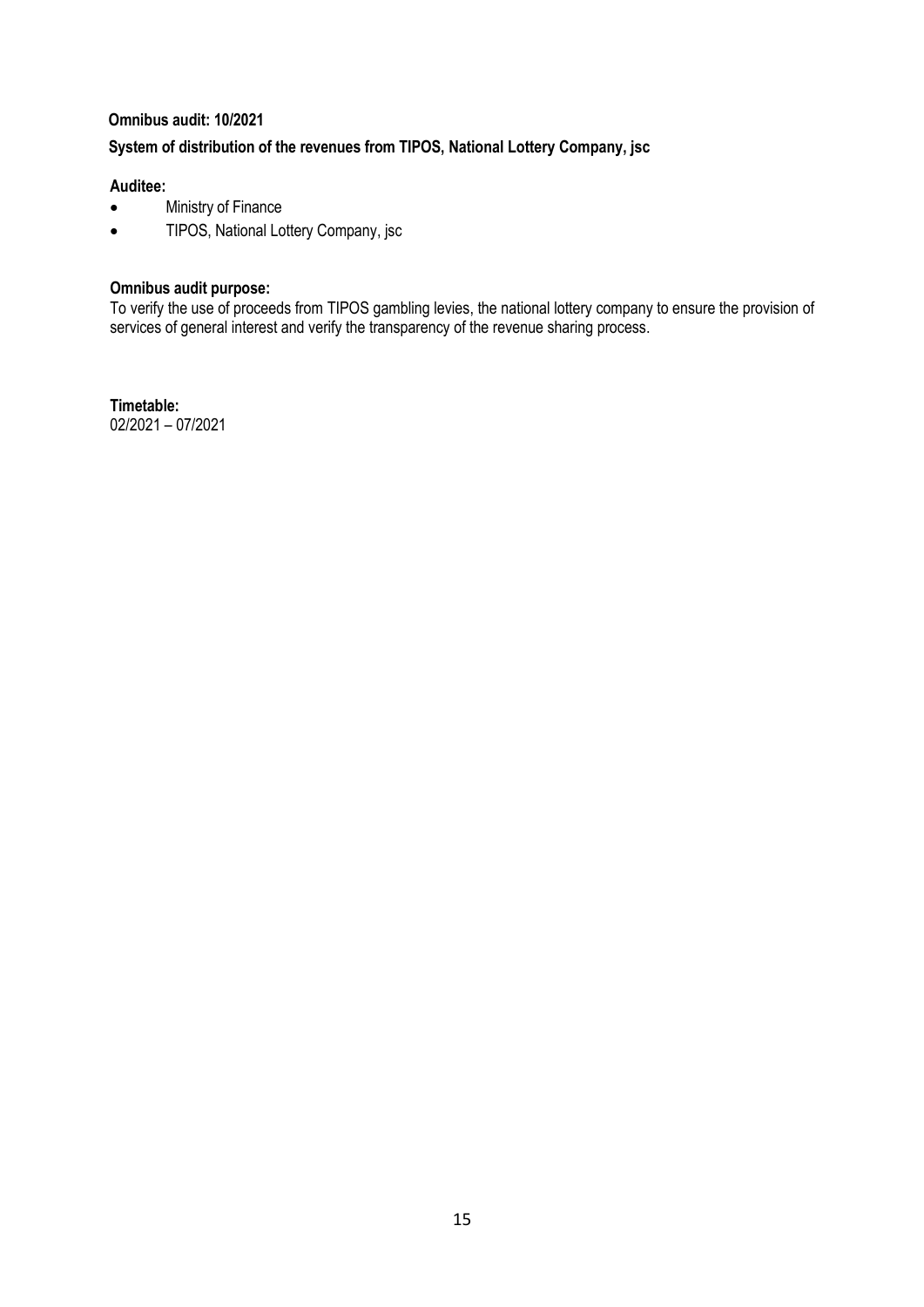**Omnibus audit: 10/2021**

**System of distribution of the revenues from TIPOS, National Lottery Company, jsc**

**Auditee:**

- Ministry of Finance
- TIPOS, National Lottery Company, jsc

**Omnibus audit purpose:**

To verify the use of proceeds from TIPOS gambling levies, the national lottery company to ensure the provision of services of general interest and verify the transparency of the revenue sharing process.

**Timetable:**

02/2021 – 07/2021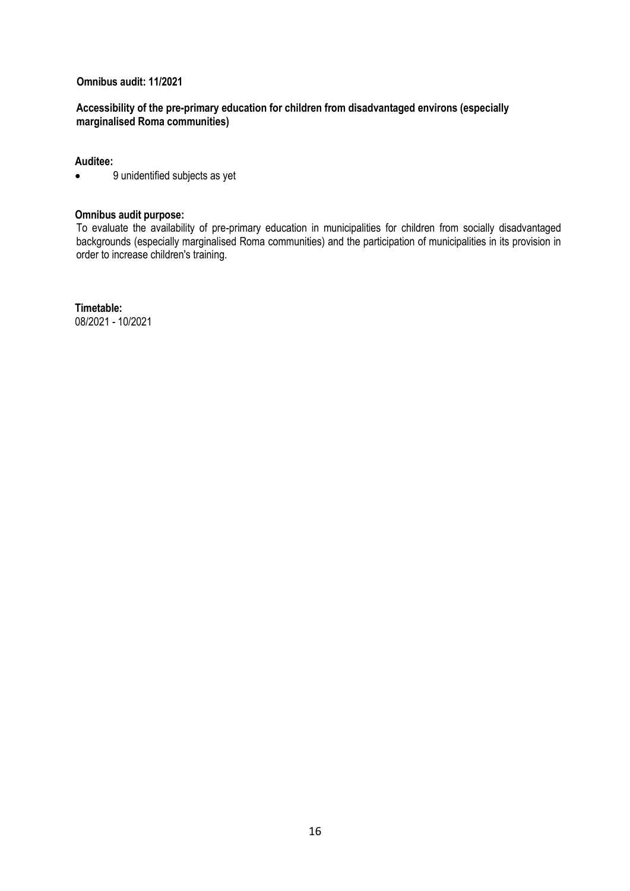**Omnibus audit: 11/2021**

**Accessibility of the pre-primary education for children from disadvantaged environs (especially marginalised Roma communities)**

**Auditee:**

- 9 unidentified subjects as yet

**Omnibus audit purpose:**

To evaluate the availability of pre-primary education in municipalities for children from socially disadvantaged backgrounds (especially marginalised Roma communities) and the participation of municipalities in its provision in order to increase children's training.

**Timetable:**

08/2021 - 10/2021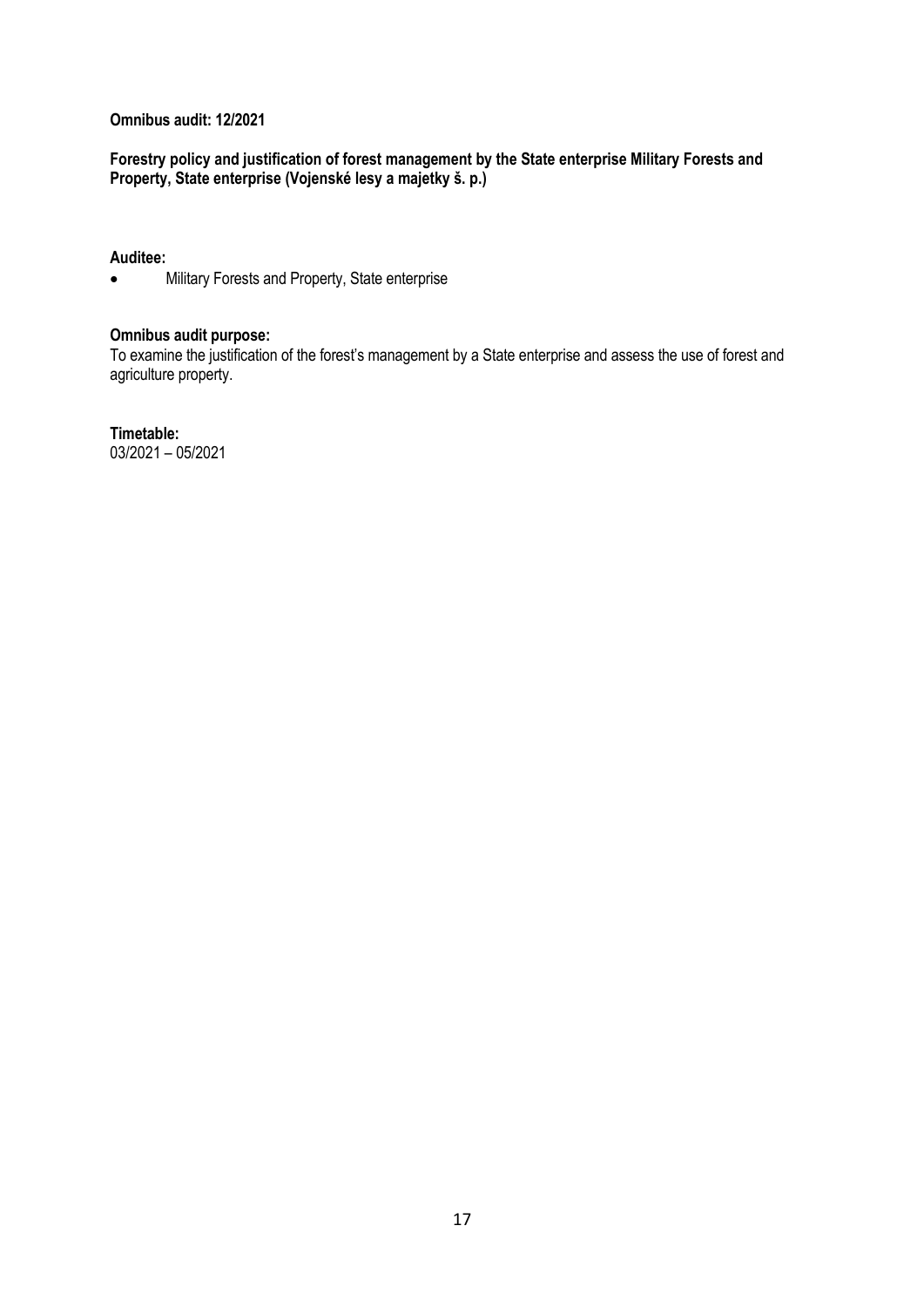**Omnibus audit: 12/2021**

**Forestry policy and justification of forest management by the State enterprise Military Forests and Property, State enterprise (Vojenské lesy a majetky š. p.)**

**Auditee:**

- Military Forests and Property, State enterprise

**Omnibus audit purpose:**

To examine the justification of the forest's management by a State enterprise and assess the use of forest and agriculture property.

**Timetable:**

03/2021 – 05/2021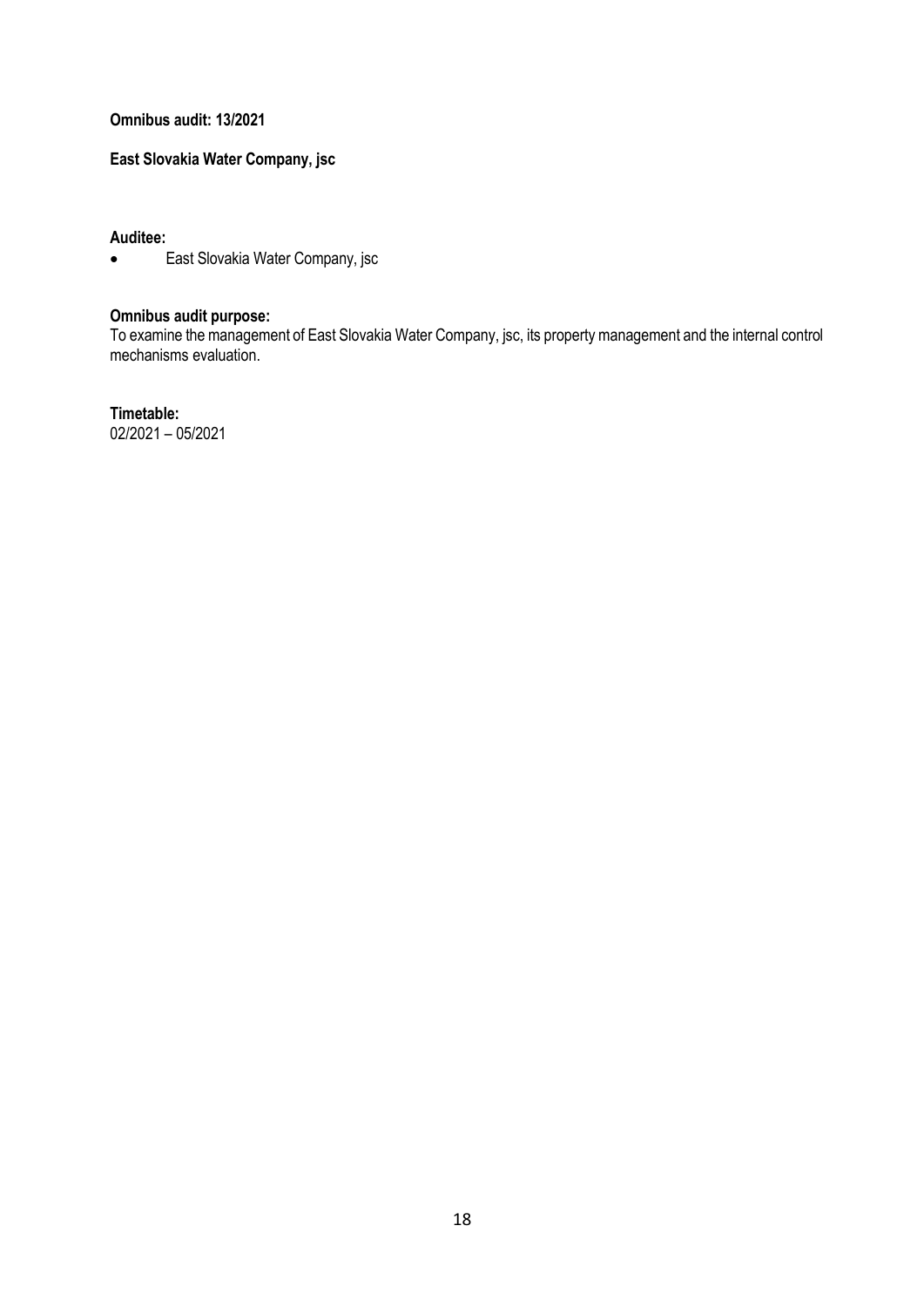**Omnibus audit: 13/2021**

**East Slovakia Water Company, jsc**

**Auditee:**

- East Slovakia Water Company, jsc

**Omnibus audit purpose:**

To examine the management of East Slovakia Water Company, jsc, its property management and the internal control mechanisms evaluation.

**Timetable:**

02/2021 – 05/2021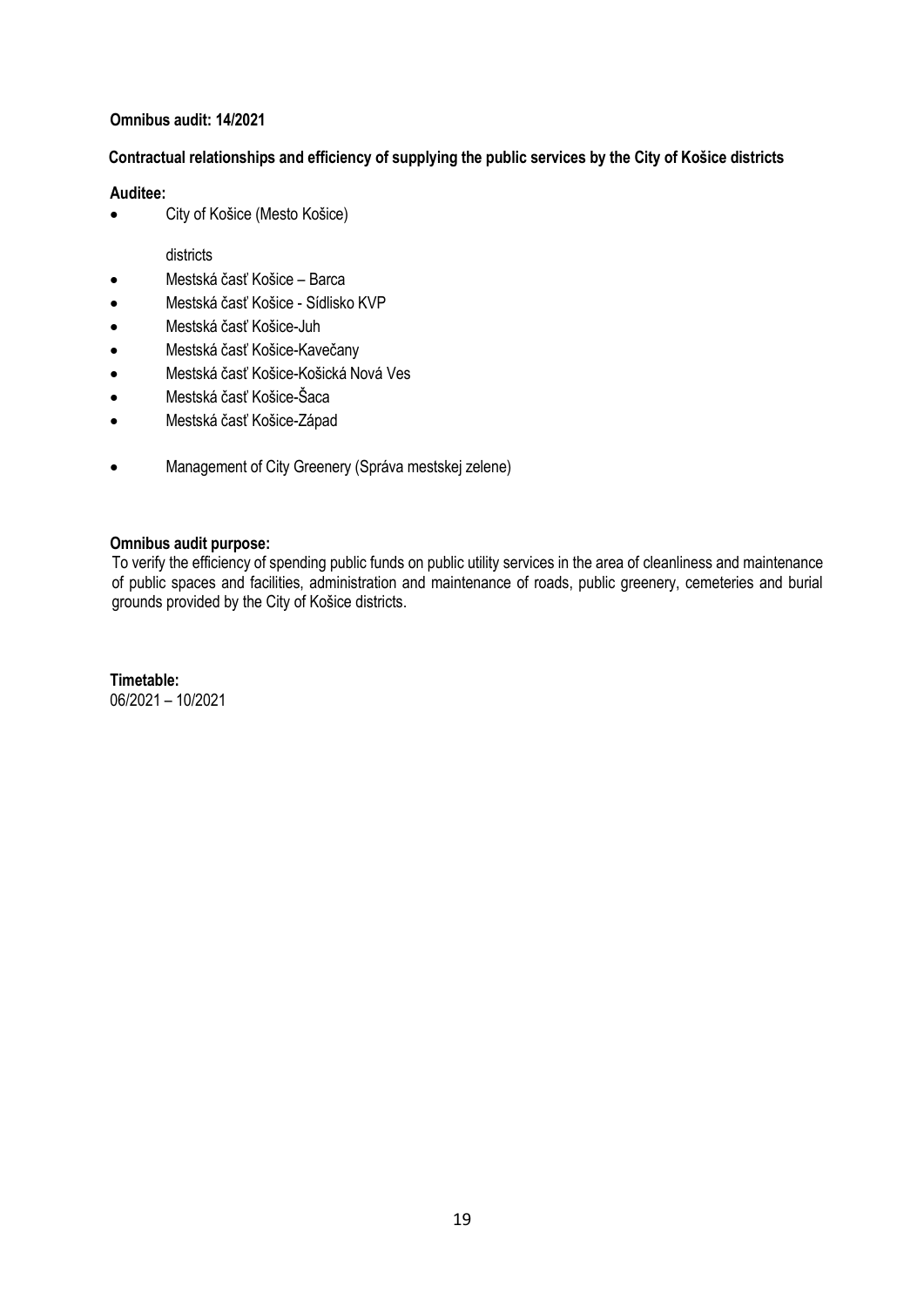**Omnibus audit: 14/2021**

**Contractual relationships and efficiency of supplying the public services by the City of Košice districts**

**Auditee:**

- City of Košice (Mesto Košice)

  districts

- Mestská časť Košice – Barca
- Mestská časť Košice - Sídlisko KVP
- Mestská časť Košice-Juh
- Mestská časť Košice-Kavečany
- Mestská časť Košice-Košická Nová Ves
- Mestská časť Košice-Šaca
- Mestská časť Košice-Západ

- Management of City Greenery (Správa mestskej zelene)

**Omnibus audit purpose:**

To verify the efficiency of spending public funds on public utility services in the area of cleanliness and maintenance of public spaces and facilities, administration and maintenance of roads, public greenery, cemeteries and burial grounds provided by the City of Košice districts.

**Timetable:**

06/2021 – 10/2021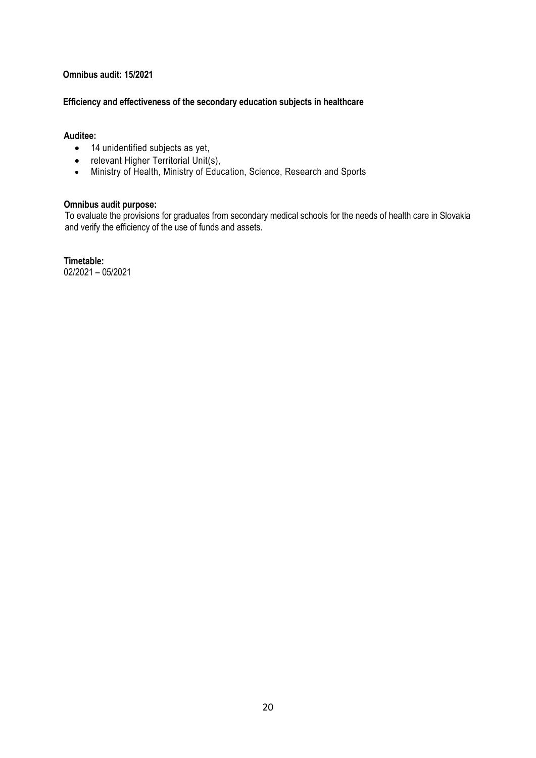**Omnibus audit: 15/2021**

**Efficiency and effectiveness of the secondary education subjects in healthcare**

**Auditee:**

- 14 unidentified subjects as yet,
- relevant Higher Territorial Unit(s),
- Ministry of Health, Ministry of Education, Science, Research and Sports

**Omnibus audit purpose:**

To evaluate the provisions for graduates from secondary medical schools for the needs of health care in Slovakia and verify the efficiency of the use of funds and assets.

**Timetable:**

02/2021 – 05/2021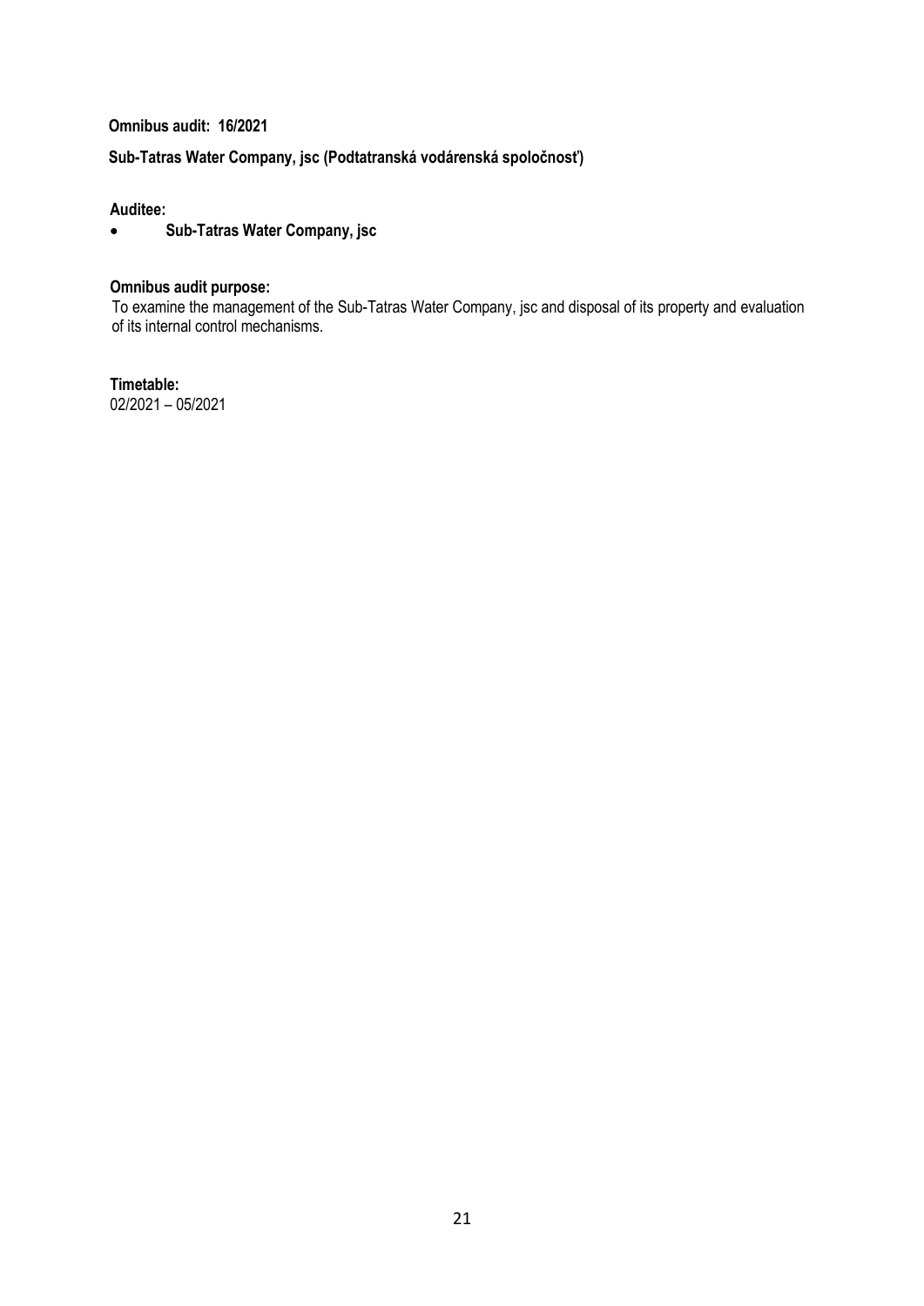**Omnibus audit: 16/2021**

**Sub-Tatras Water Company, jsc (Podtatranská vodárenská spoločnosť)**

**Auditee:**

- **Sub-Tatras Water Company, jsc**

**Omnibus audit purpose:**

To examine the management of the Sub-Tatras Water Company, jsc and disposal of its property and evaluation of its internal control mechanisms.

**Timetable:**

02/2021 – 05/2021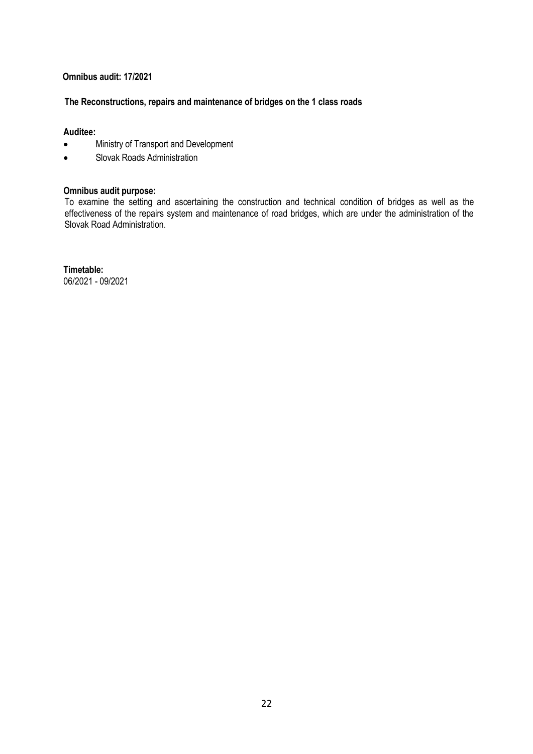**Omnibus audit: 17/2021**

**The Reconstructions, repairs and maintenance of bridges on the 1 class roads**

**Auditee:**

- Ministry of Transport and Development
- Slovak Roads Administration

**Omnibus audit purpose:**

To examine the setting and ascertaining the construction and technical condition of bridges as well as the effectiveness of the repairs system and maintenance of road bridges, which are under the administration of the Slovak Road Administration.

**Timetable:**

06/2021 - 09/2021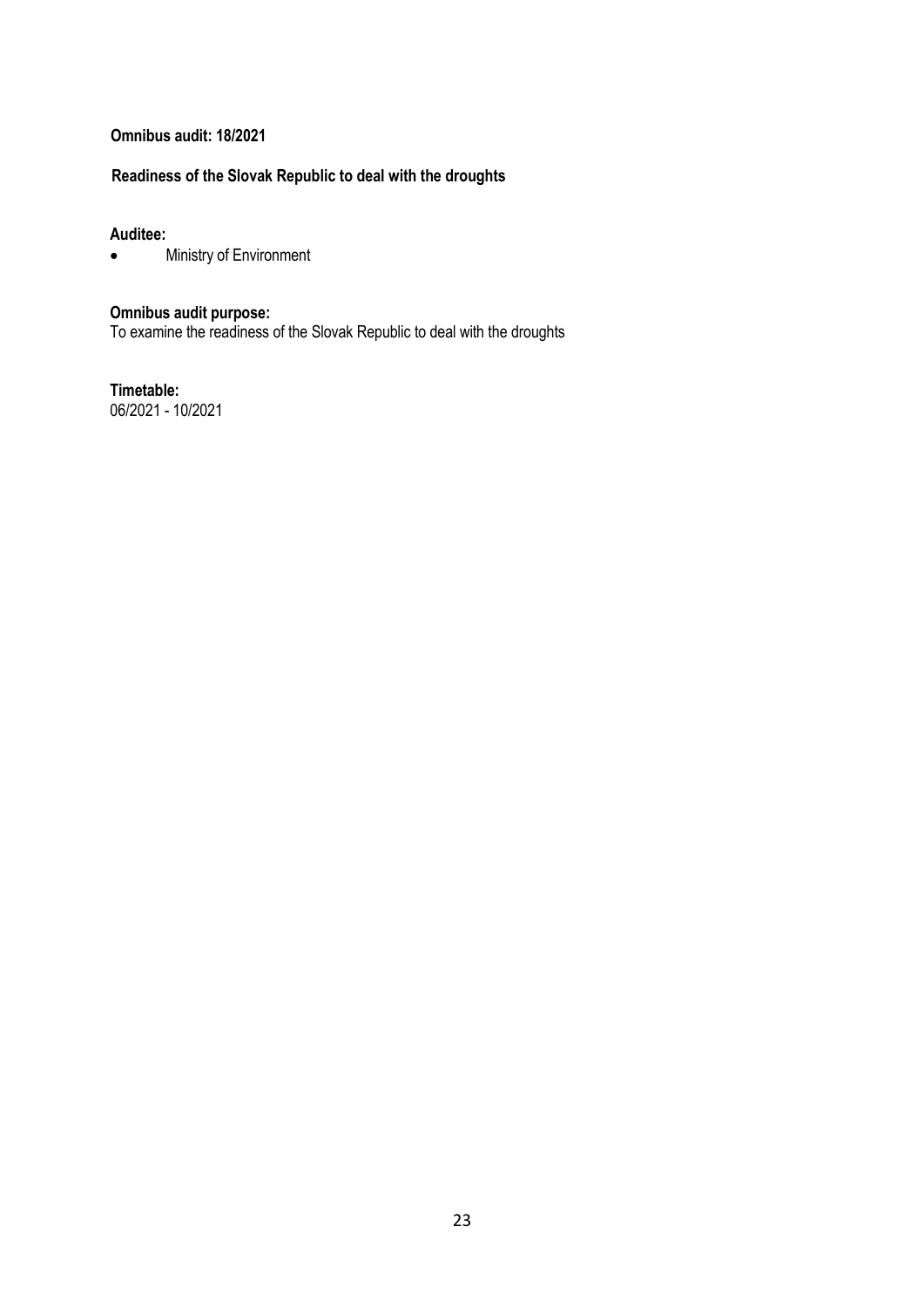**Omnibus audit: 18/2021**

**Readiness of the Slovak Republic to deal with the droughts**

**Auditee:**

- Ministry of Environment

**Omnibus audit purpose:**

To examine the readiness of the Slovak Republic to deal with the droughts

**Timetable:**

06/2021 - 10/2021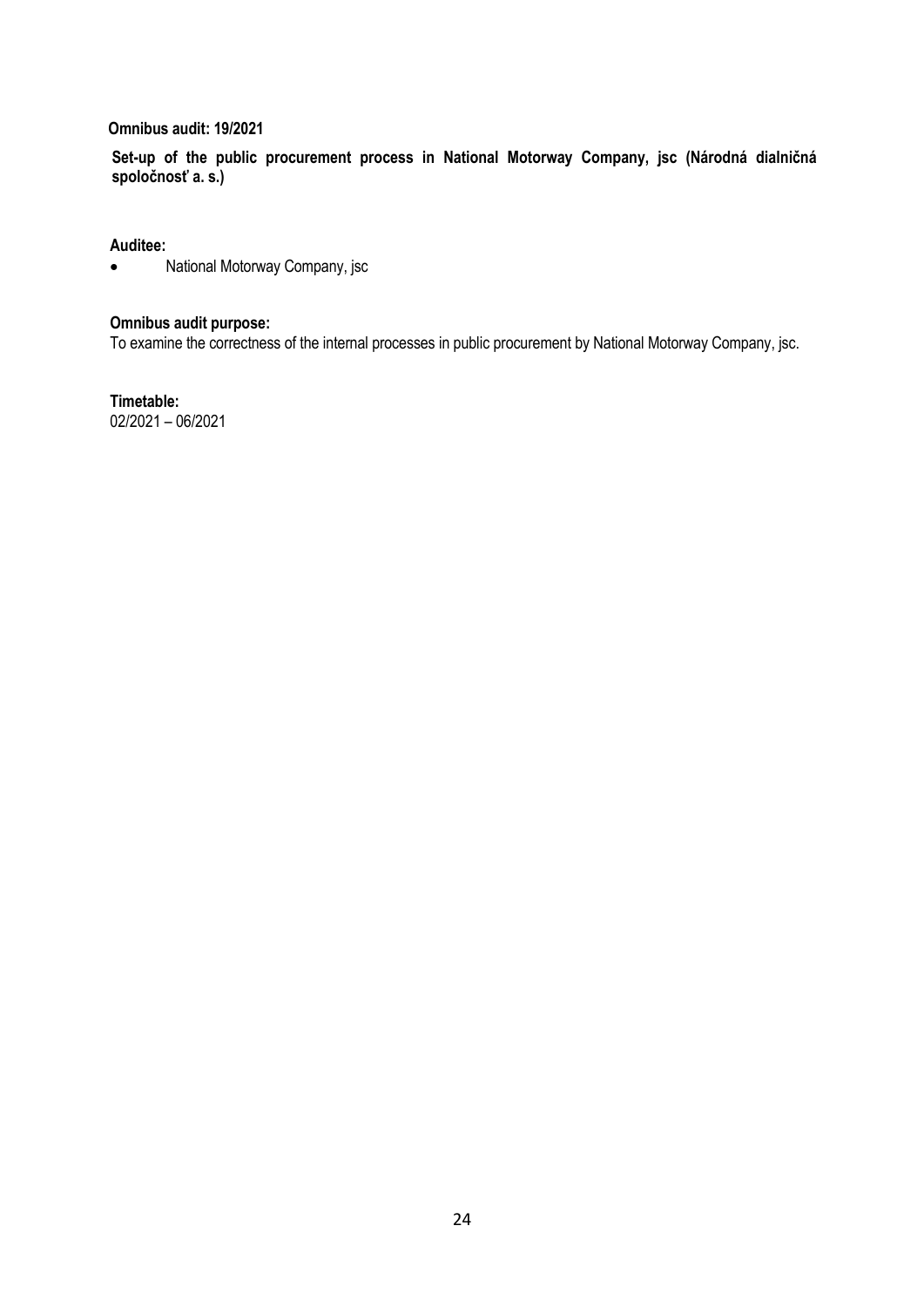**Omnibus audit: 19/2021**

**Set-up of the public procurement process in National Motorway Company, jsc (Národná dialničná spoločnosť a. s.)**

**Auditee:**

- National Motorway Company, jsc

**Omnibus audit purpose:**

To examine the correctness of the internal processes in public procurement by National Motorway Company, jsc.

**Timetable:**

02/2021 – 06/2021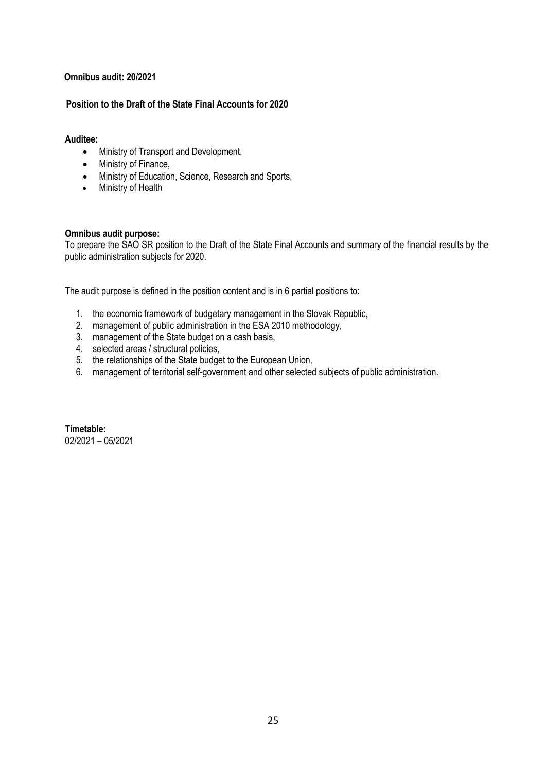**Omnibus audit: 20/2021**

**Position to the Draft of the State Final Accounts for 2020**

**Auditee:**

- Ministry of Transport and Development,
- Ministry of Finance,
- Ministry of Education, Science, Research and Sports,
- Ministry of Health

**Omnibus audit purpose:**

To prepare the SAO SR position to the Draft of the State Final Accounts and summary of the financial results by the public administration subjects for 2020.

The audit purpose is defined in the position content and is in 6 partial positions to:

1. the economic framework of budgetary management in the Slovak Republic,
2. management of public administration in the ESA 2010 methodology,
3. management of the State budget on a cash basis,
4. selected areas / structural policies,
5. the relationships of the State budget to the European Union,
6. management of territorial self-government and other selected subjects of public administration.

**Timetable:**

02/2021 – 05/2021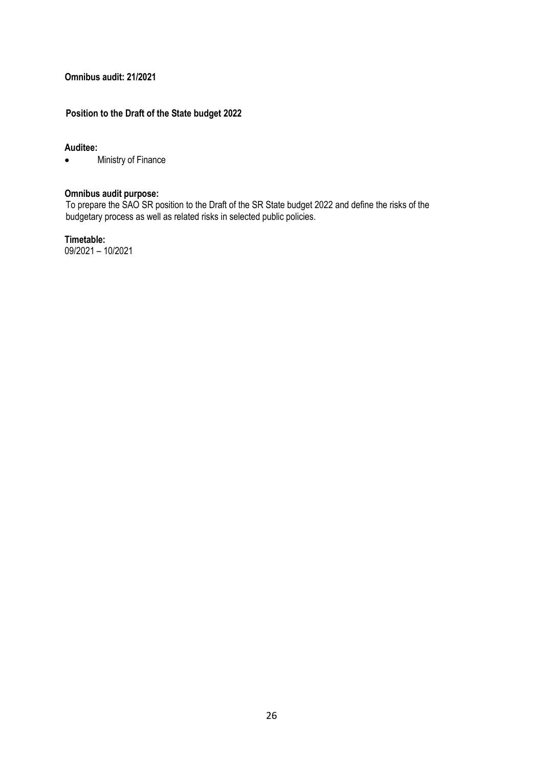**Omnibus audit: 21/2021**

**Position to the Draft of the State budget 2022**

**Auditee:**

- Ministry of Finance

**Omnibus audit purpose:**

To prepare the SAO SR position to the Draft of the SR State budget 2022 and define the risks of the budgetary process as well as related risks in selected public policies.

**Timetable:**

09/2021 – 10/2021